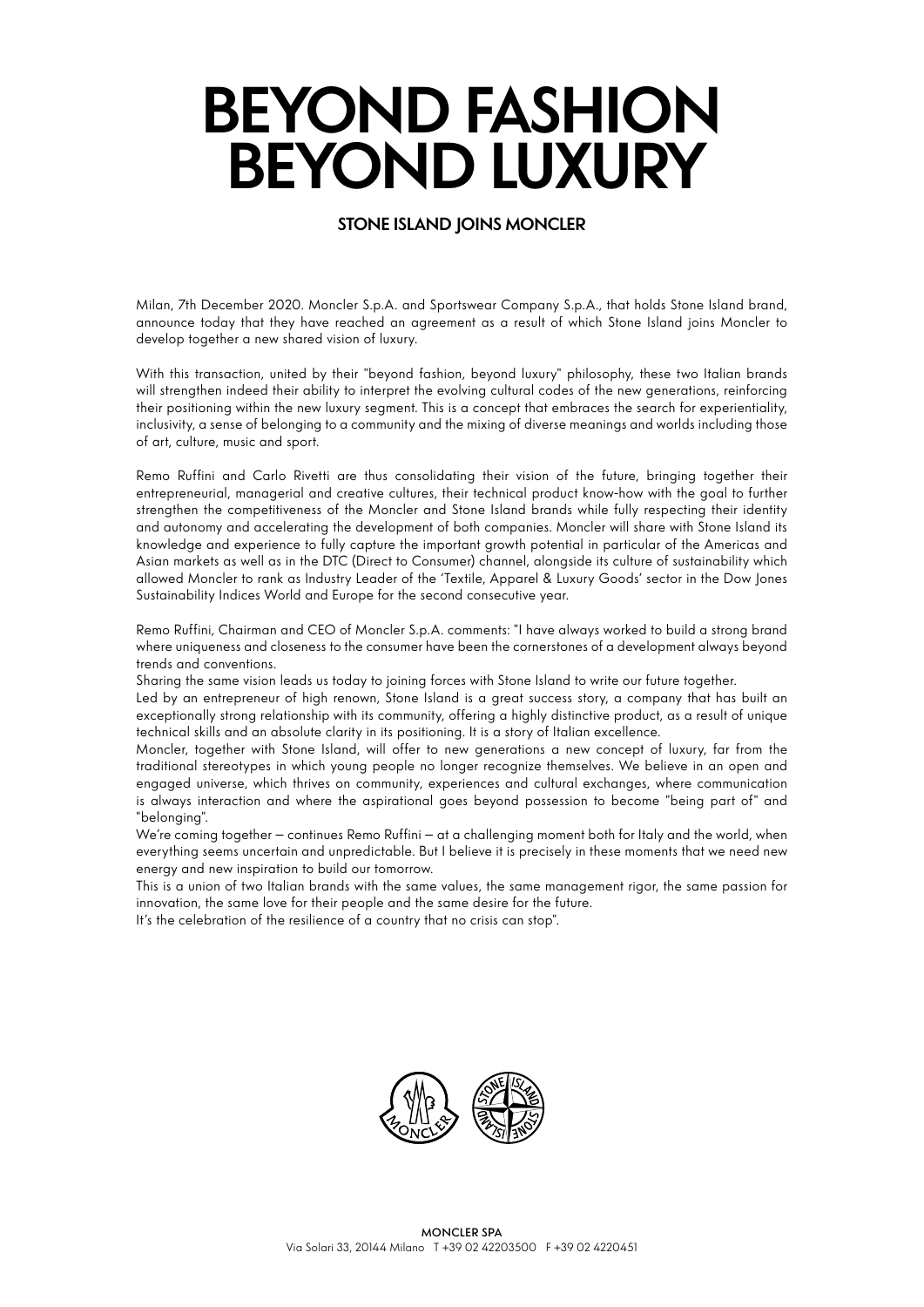# BEYOND FASHION BEYOND LUXURY

## STONE ISLAND JOINS MONCLER

Milan, 7th December 2020. Moncler S.p.A. and Sportswear Company S.p.A., that holds Stone Island brand, announce today that they have reached an agreement as a result of which Stone Island joins Moncler to develop together a new shared vision of luxury.

With this transaction, united by their "beyond fashion, beyond luxury" philosophy, these two Italian brands will strengthen indeed their ability to interpret the evolving cultural codes of the new generations, reinforcing their positioning within the new luxury segment. This is a concept that embraces the search for experientiality, inclusivity, a sense of belonging to a community and the mixing of diverse meanings and worlds including those of art, culture, music and sport.

Remo Ruffini and Carlo Rivetti are thus consolidating their vision of the future, bringing together their entrepreneurial, managerial and creative cultures, their technical product know-how with the goal to further strengthen the competitiveness of the Moncler and Stone Island brands while fully respecting their identity and autonomy and accelerating the development of both companies. Moncler will share with Stone Island its knowledge and experience to fully capture the important growth potential in particular of the Americas and Asian markets as well as in the DTC (Direct to Consumer) channel, alongside its culture of sustainability which allowed Moncler to rank as Industry Leader of the 'Textile, Apparel & Luxury Goods' sector in the Dow Jones Sustainability Indices World and Europe for the second consecutive year.

Remo Ruffini, Chairman and CEO of Moncler S.p.A. comments: "I have always worked to build a strong brand where uniqueness and closeness to the consumer have been the cornerstones of a development always beyond trends and conventions.
Sharing the same vision leads us today to joining forces with Stone Island to write our future together.
Led by an entrepreneur of high renown, Stone Island is a great success story, a company that has built an exceptionally strong relationship with its community, offering a highly distinctive product, as a result of unique technical skills and an absolute clarity in its positioning. It is a story of Italian excellence.
Moncler, together with Stone Island, will offer to new generations a new concept of luxury, far from the traditional stereotypes in which young people no longer recognize themselves. We believe in an open and engaged universe, which thrives on community, experiences and cultural exchanges, where communication is always interaction and where the aspirational goes beyond possession to become "being part of" and "belonging".
We're coming together – continues Remo Ruffini – at a challenging moment both for Italy and the world, when everything seems uncertain and unpredictable. But I believe it is precisely in these moments that we need new energy and new inspiration to build our tomorrow.
This is a union of two Italian brands with the same values, the same management rigor, the same passion for innovation, the same love for their people and the same desire for the future.
It's the celebration of the resilience of a country that no crisis can stop".

**MONCLER SPA**
Via Solari 33, 20144 Milano T +39 02 42203500 F +39 02 4220451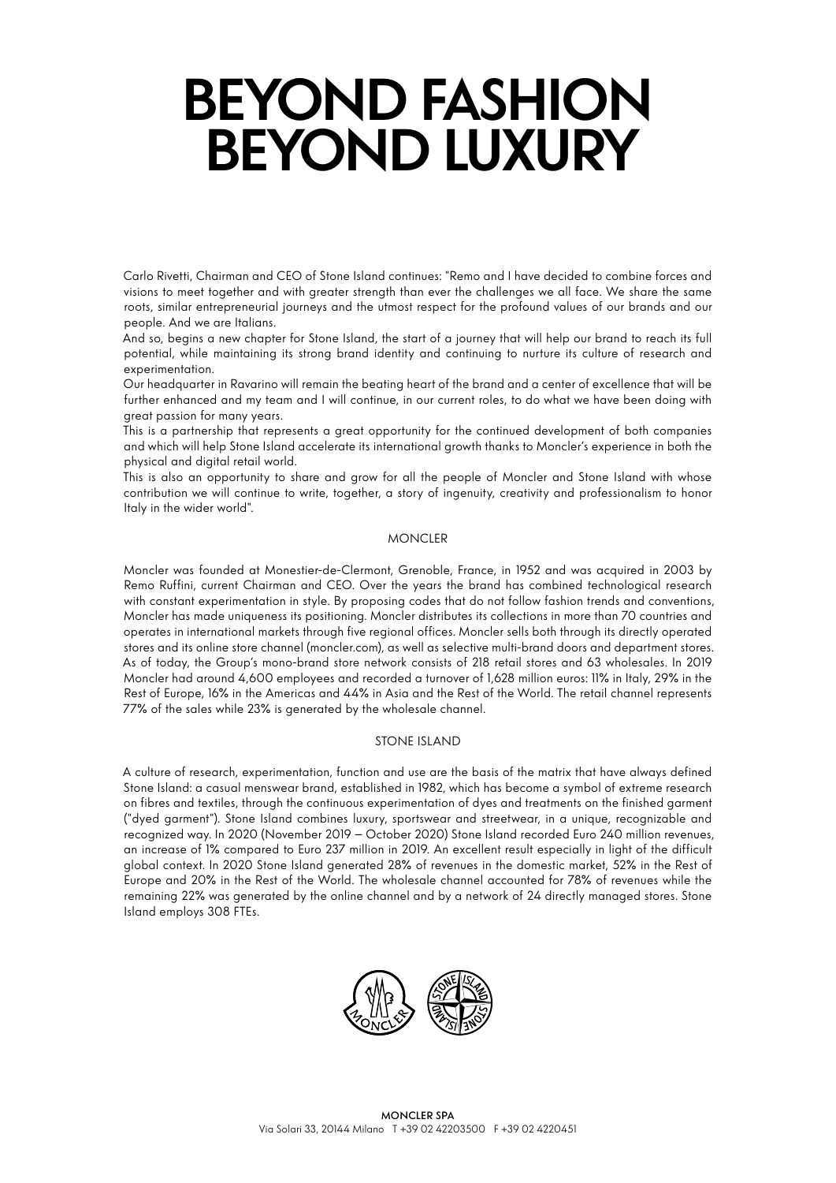# BEYOND FASHION BEYOND LUXURY

Carlo Rivetti, Chairman and CEO of Stone Island continues: "Remo and I have decided to combine forces and visions to meet together and with greater strength than ever the challenges we all face. We share the same roots, similar entrepreneurial journeys and the utmost respect for the profound values of our brands and our people. And we are Italians.

And so, begins a new chapter for Stone Island, the start of a journey that will help our brand to reach its full potential, while maintaining its strong brand identity and continuing to nurture its culture of research and experimentation.

Our headquarter in Ravarino will remain the beating heart of the brand and a center of excellence that will be further enhanced and my team and I will continue, in our current roles, to do what we have been doing with great passion for many years.

This is a partnership that represents a great opportunity for the continued development of both companies and which will help Stone Island accelerate its international growth thanks to Moncler's experience in both the physical and digital retail world.

This is also an opportunity to share and grow for all the people of Moncler and Stone Island with whose contribution we will continue to write, together, a story of ingenuity, creativity and professionalism to honor Italy in the wider world".

## MONCLER

Moncler was founded at Monestier-de-Clermont, Grenoble, France, in 1952 and was acquired in 2003 by Remo Ruffini, current Chairman and CEO. Over the years the brand has combined technological research with constant experimentation in style. By proposing codes that do not follow fashion trends and conventions, Moncler has made uniqueness its positioning. Moncler distributes its collections in more than 70 countries and operates in international markets through five regional offices. Moncler sells both through its directly operated stores and its online store channel (moncler.com), as well as selective multi-brand doors and department stores. As of today, the Group's mono-brand store network consists of 218 retail stores and 63 wholesales. In 2019 Moncler had around 4,600 employees and recorded a turnover of 1,628 million euros: 11% in Italy, 29% in the Rest of Europe, 16% in the Americas and 44% in Asia and the Rest of the World. The retail channel represents 77% of the sales while 23% is generated by the wholesale channel.

## STONE ISLAND

A culture of research, experimentation, function and use are the basis of the matrix that have always defined Stone Island: a casual menswear brand, established in 1982, which has become a symbol of extreme research on fibres and textiles, through the continuous experimentation of dyes and treatments on the finished garment ("dyed garment"). Stone Island combines luxury, sportswear and streetwear, in a unique, recognizable and recognized way. In 2020 (November 2019 – October 2020) Stone Island recorded Euro 240 million revenues, an increase of 1% compared to Euro 237 million in 2019. An excellent result especially in light of the difficult global context. In 2020 Stone Island generated 28% of revenues in the domestic market, 52% in the Rest of Europe and 20% in the Rest of the World. The wholesale channel accounted for 78% of revenues while the remaining 22% was generated by the online channel and by a network of 24 directly managed stores. Stone Island employs 308 FTEs.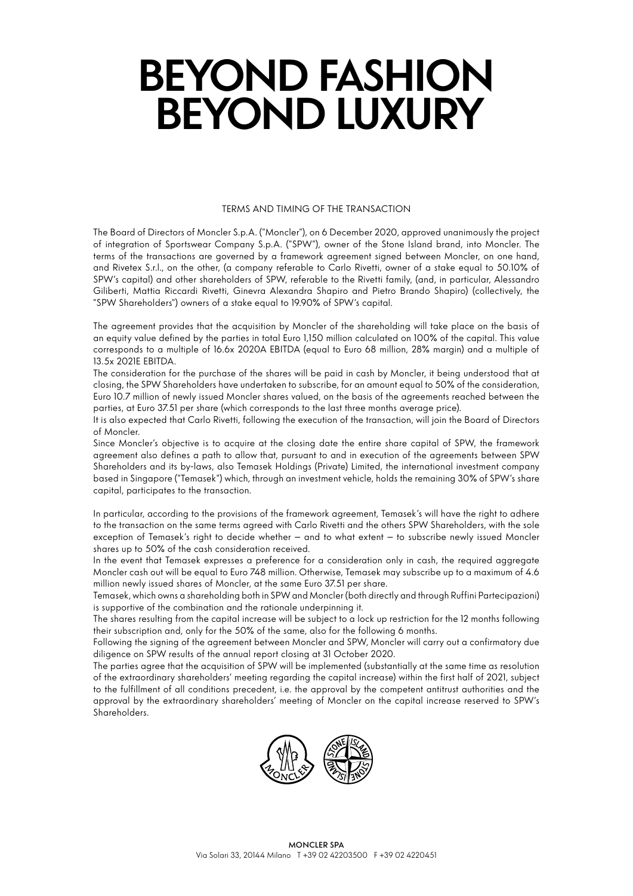# BEYOND FASHION BEYOND LUXURY

TERMS AND TIMING OF THE TRANSACTION

The Board of Directors of Moncler S.p.A. ("Moncler"), on 6 December 2020, approved unanimously the project of integration of Sportswear Company S.p.A. ("SPW"), owner of the Stone Island brand, into Moncler. The terms of the transactions are governed by a framework agreement signed between Moncler, on one hand, and Rivetex S.r.l., on the other, (a company referable to Carlo Rivetti, owner of a stake equal to 50.10% of SPW's capital) and other shareholders of SPW, referable to the Rivetti family, (and, in particular, Alessandro Giliberti, Mattia Riccardi Rivetti, Ginevra Alexandra Shapiro and Pietro Brando Shapiro) (collectively, the "SPW Shareholders") owners of a stake equal to 19.90% of SPW's capital.

The agreement provides that the acquisition by Moncler of the shareholding will take place on the basis of an equity value defined by the parties in total Euro 1,150 million calculated on 100% of the capital. This value corresponds to a multiple of 16.6x 2020A EBITDA (equal to Euro 68 million, 28% margin) and a multiple of 13.5x 2021E EBITDA.

The consideration for the purchase of the shares will be paid in cash by Moncler, it being understood that at closing, the SPW Shareholders have undertaken to subscribe, for an amount equal to 50% of the consideration, Euro 10.7 million of newly issued Moncler shares valued, on the basis of the agreements reached between the parties, at Euro 37.51 per share (which corresponds to the last three months average price).

It is also expected that Carlo Rivetti, following the execution of the transaction, will join the Board of Directors of Moncler.

Since Moncler's objective is to acquire at the closing date the entire share capital of SPW, the framework agreement also defines a path to allow that, pursuant to and in execution of the agreements between SPW Shareholders and its by-laws, also Temasek Holdings (Private) Limited, the international investment company based in Singapore ("Temasek") which, through an investment vehicle, holds the remaining 30% of SPW's share capital, participates to the transaction.

In particular, according to the provisions of the framework agreement, Temasek's will have the right to adhere to the transaction on the same terms agreed with Carlo Rivetti and the others SPW Shareholders, with the sole exception of Temasek's right to decide whether – and to what extent – to subscribe newly issued Moncler shares up to 50% of the cash consideration received.

In the event that Temasek expresses a preference for a consideration only in cash, the required aggregate Moncler cash out will be equal to Euro 748 million. Otherwise, Temasek may subscribe up to a maximum of 4.6 million newly issued shares of Moncler, at the same Euro 37.51 per share.

Temasek, which owns a shareholding both in SPW and Moncler (both directly and through Ruffini Partecipazioni) is supportive of the combination and the rationale underpinning it.

The shares resulting from the capital increase will be subject to a lock up restriction for the 12 months following their subscription and, only for the 50% of the same, also for the following 6 months.

Following the signing of the agreement between Moncler and SPW, Moncler will carry out a confirmatory due diligence on SPW results of the annual report closing at 31 October 2020.

The parties agree that the acquisition of SPW will be implemented (substantially at the same time as resolution of the extraordinary shareholders' meeting regarding the capital increase) within the first half of 2021, subject to the fulfillment of all conditions precedent, i.e. the approval by the competent antitrust authorities and the approval by the extraordinary shareholders' meeting of Moncler on the capital increase reserved to SPW's Shareholders.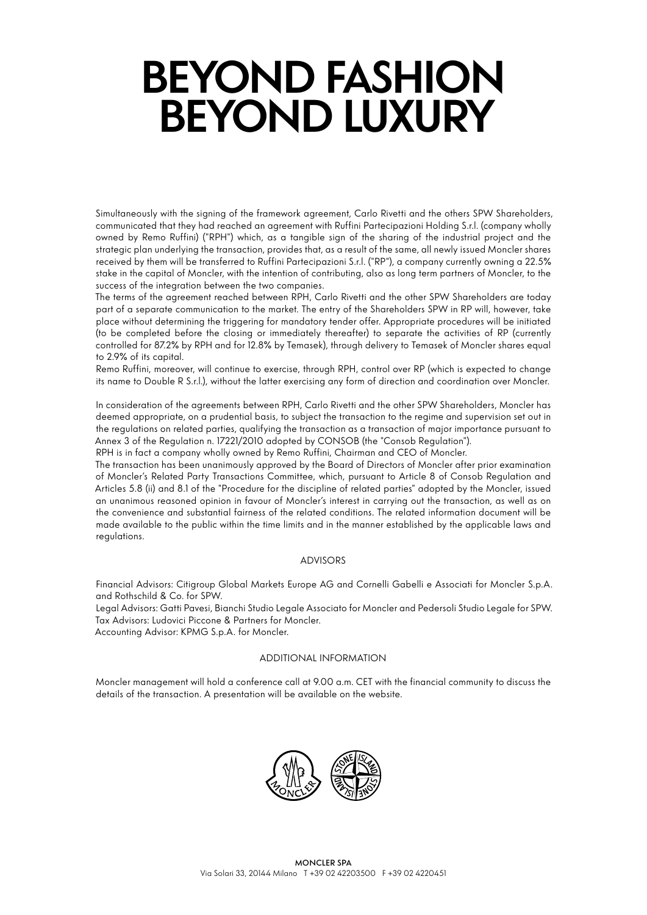# BEYOND FASHION BEYOND LUXURY

Simultaneously with the signing of the framework agreement, Carlo Rivetti and the others SPW Shareholders, communicated that they had reached an agreement with Ruffini Partecipazioni Holding S.r.l. (company wholly owned by Remo Ruffini) ("RPH") which, as a tangible sign of the sharing of the industrial project and the strategic plan underlying the transaction, provides that, as a result of the same, all newly issued Moncler shares received by them will be transferred to Ruffini Partecipazioni S.r.l. ("RP"), a company currently owning a 22.5% stake in the capital of Moncler, with the intention of contributing, also as long term partners of Moncler, to the success of the integration between the two companies.

The terms of the agreement reached between RPH, Carlo Rivetti and the other SPW Shareholders are today part of a separate communication to the market. The entry of the Shareholders SPW in RP will, however, take place without determining the triggering for mandatory tender offer. Appropriate procedures will be initiated (to be completed before the closing or immediately thereafter) to separate the activities of RP (currently controlled for 87.2% by RPH and for 12.8% by Temasek), through delivery to Temasek of Moncler shares equal to 2.9% of its capital.

Remo Ruffini, moreover, will continue to exercise, through RPH, control over RP (which is expected to change its name to Double R S.r.l.), without the latter exercising any form of direction and coordination over Moncler.

In consideration of the agreements between RPH, Carlo Rivetti and the other SPW Shareholders, Moncler has deemed appropriate, on a prudential basis, to subject the transaction to the regime and supervision set out in the regulations on related parties, qualifying the transaction as a transaction of major importance pursuant to Annex 3 of the Regulation n. 17221/2010 adopted by CONSOB (the "Consob Regulation").

RPH is in fact a company wholly owned by Remo Ruffini, Chairman and CEO of Moncler.

The transaction has been unanimously approved by the Board of Directors of Moncler after prior examination of Moncler's Related Party Transactions Committee, which, pursuant to Article 8 of Consob Regulation and Articles 5.8 (ii) and 8.1 of the "Procedure for the discipline of related parties" adopted by the Moncler, issued an unanimous reasoned opinion in favour of Moncler's interest in carrying out the transaction, as well as on the convenience and substantial fairness of the related conditions. The related information document will be made available to the public within the time limits and in the manner established by the applicable laws and regulations.

## ADVISORS

Financial Advisors: Citigroup Global Markets Europe AG and Cornelli Gabelli e Associati for Moncler S.p.A. and Rothschild & Co. for SPW.

Legal Advisors: Gatti Pavesi, Bianchi Studio Legale Associato for Moncler and Pedersoli Studio Legale for SPW.

Tax Advisors: Ludovici Piccone & Partners for Moncler.

Accounting Advisor: KPMG S.p.A. for Moncler.

## ADDITIONAL INFORMATION

Moncler management will hold a conference call at 9.00 a.m. CET with the financial community to discuss the details of the transaction. A presentation will be available on the website.

**MONCLER SPA**
Via Solari 33, 20144 Milano T +39 02 42203500 F +39 02 4220451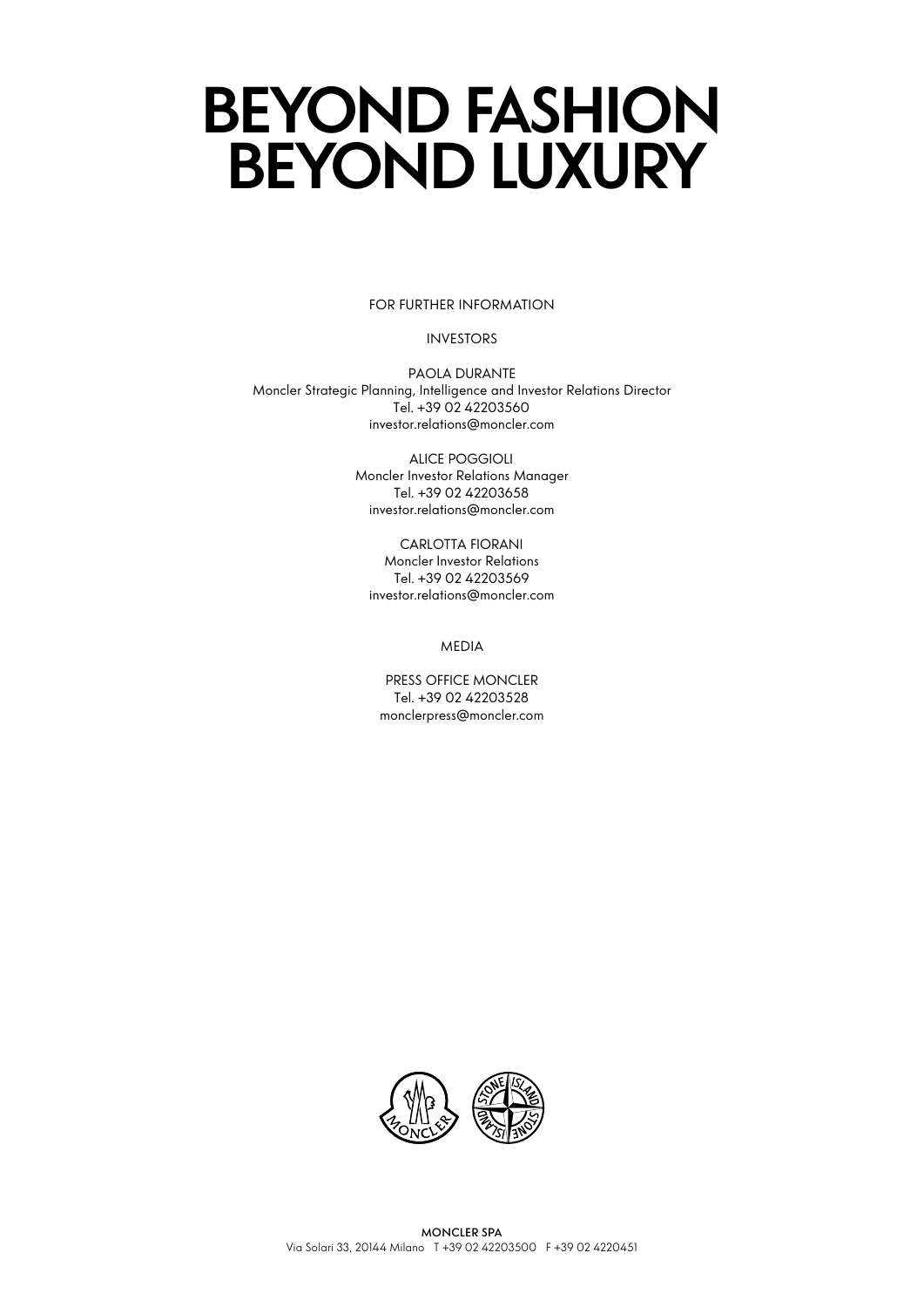# BEYOND FASHION
# BEYOND LUXURY

FOR FURTHER INFORMATION

INVESTORS

PAOLA DURANTE
Moncler Strategic Planning, Intelligence and Investor Relations Director
Tel. +39 02 42203560
investor.relations@moncler.com

ALICE POGGIOLI
Moncler Investor Relations Manager
Tel. +39 02 42203658
investor.relations@moncler.com

CARLOTTA FIORANI
Moncler Investor Relations
Tel. +39 02 42203569
investor.relations@moncler.com

MEDIA

PRESS OFFICE MONCLER
Tel. +39 02 42203528
monclerpress@moncler.com

**MONCLER SPA**
Via Solari 33, 20144 Milano T +39 02 42203500 F +39 02 4220451